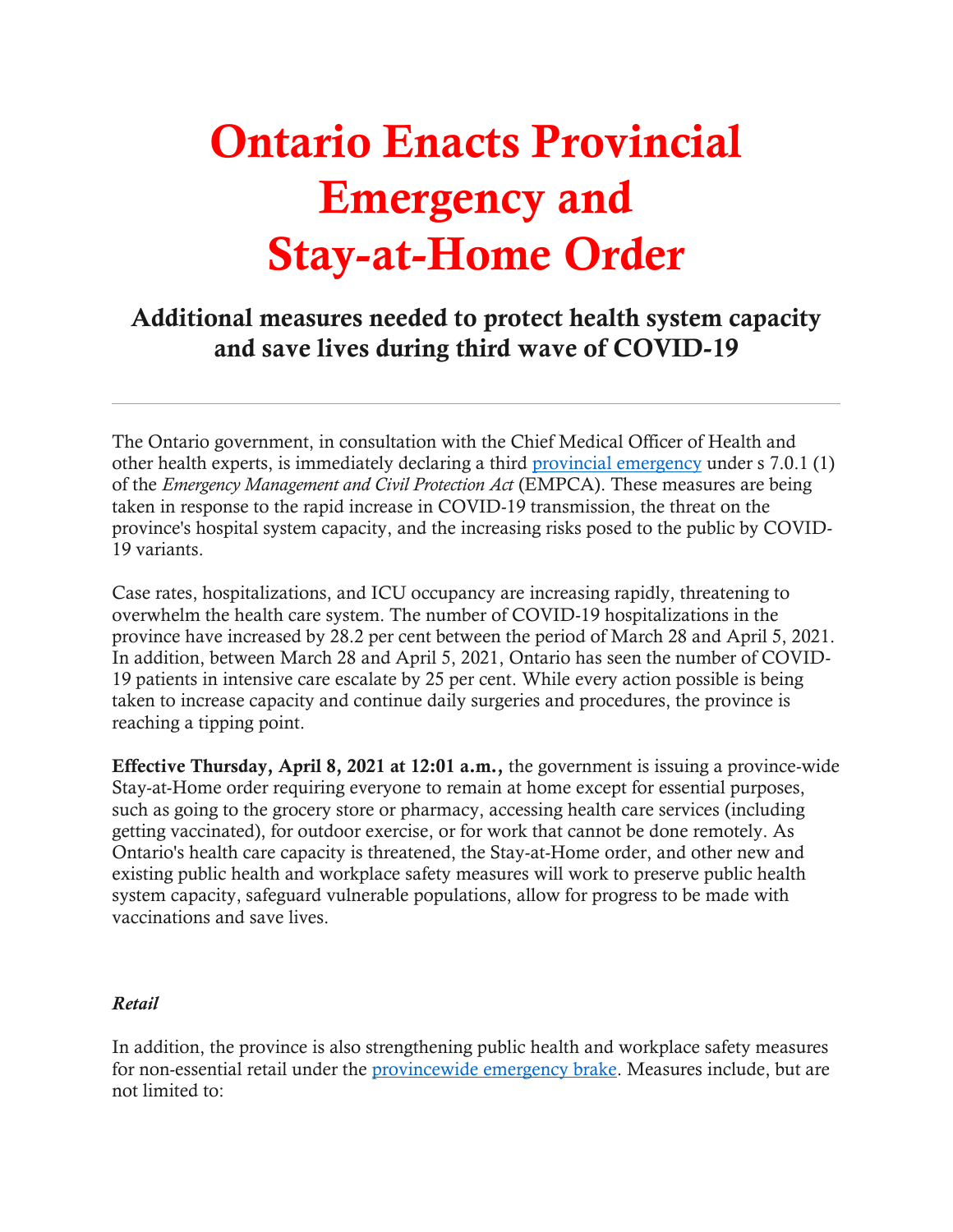# Ontario Enacts Provincial Emergency and Stay-at-Home Order

## Additional measures needed to protect health system capacity and save lives during third wave of COVID-19

---

The Ontario government, in consultation with the Chief Medical Officer of Health and other health experts, is immediately declaring a third provincial emergency under s 7.0.1 (1) of the *Emergency Management and Civil Protection Act* (EMPCA). These measures are being taken in response to the rapid increase in COVID-19 transmission, the threat on the province's hospital system capacity, and the increasing risks posed to the public by COVID-19 variants.

Case rates, hospitalizations, and ICU occupancy are increasing rapidly, threatening to overwhelm the health care system. The number of COVID-19 hospitalizations in the province have increased by 28.2 per cent between the period of March 28 and April 5, 2021. In addition, between March 28 and April 5, 2021, Ontario has seen the number of COVID-19 patients in intensive care escalate by 25 per cent. While every action possible is being taken to increase capacity and continue daily surgeries and procedures, the province is reaching a tipping point.

**Effective Thursday, April 8, 2021 at 12:01 a.m.,** the government is issuing a province-wide Stay-at-Home order requiring everyone to remain at home except for essential purposes, such as going to the grocery store or pharmacy, accessing health care services (including getting vaccinated), for outdoor exercise, or for work that cannot be done remotely. As Ontario's health care capacity is threatened, the Stay-at-Home order, and other new and existing public health and workplace safety measures will work to preserve public health system capacity, safeguard vulnerable populations, allow for progress to be made with vaccinations and save lives.

***Retail***

In addition, the province is also strengthening public health and workplace safety measures for non-essential retail under the provincewide emergency brake. Measures include, but are not limited to: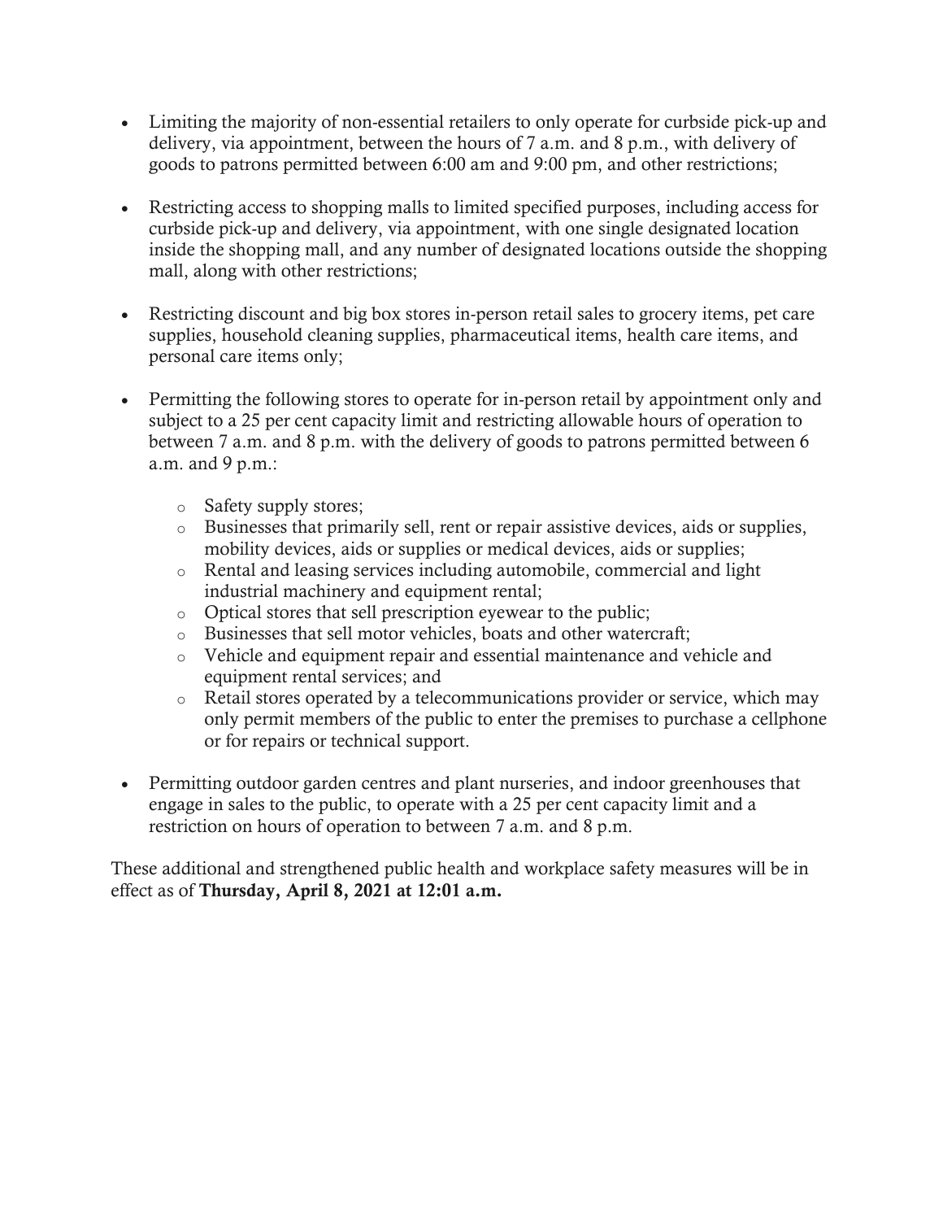- Limiting the majority of non-essential retailers to only operate for curbside pick-up and delivery, via appointment, between the hours of 7 a.m. and 8 p.m., with delivery of goods to patrons permitted between 6:00 am and 9:00 pm, and other restrictions;

- Restricting access to shopping malls to limited specified purposes, including access for curbside pick-up and delivery, via appointment, with one single designated location inside the shopping mall, and any number of designated locations outside the shopping mall, along with other restrictions;

- Restricting discount and big box stores in-person retail sales to grocery items, pet care supplies, household cleaning supplies, pharmaceutical items, health care items, and personal care items only;

- Permitting the following stores to operate for in-person retail by appointment only and subject to a 25 per cent capacity limit and restricting allowable hours of operation to between 7 a.m. and 8 p.m. with the delivery of goods to patrons permitted between 6 a.m. and 9 p.m.:
    - Safety supply stores;
    - Businesses that primarily sell, rent or repair assistive devices, aids or supplies, mobility devices, aids or supplies or medical devices, aids or supplies;
    - Rental and leasing services including automobile, commercial and light industrial machinery and equipment rental;
    - Optical stores that sell prescription eyewear to the public;
    - Businesses that sell motor vehicles, boats and other watercraft;
    - Vehicle and equipment repair and essential maintenance and vehicle and equipment rental services; and
    - Retail stores operated by a telecommunications provider or service, which may only permit members of the public to enter the premises to purchase a cellphone or for repairs or technical support.

- Permitting outdoor garden centres and plant nurseries, and indoor greenhouses that engage in sales to the public, to operate with a 25 per cent capacity limit and a restriction on hours of operation to between 7 a.m. and 8 p.m.

These additional and strengthened public health and workplace safety measures will be in effect as of **Thursday, April 8, 2021 at 12:01 a.m.**